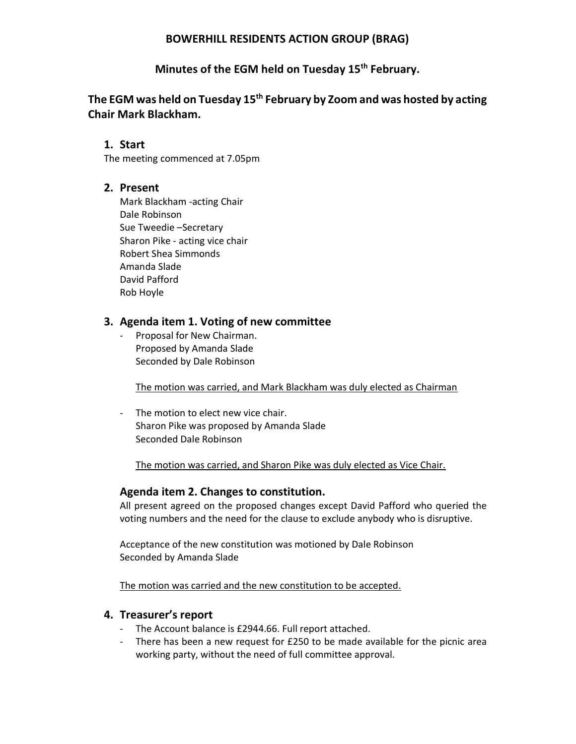# BOWERHILL RESIDENTS ACTION GROUP (BRAG)

## Minutes of the EGM held on Tuesday 15th February.

### The EGM was held on Tuesday 15th February by Zoom and was hosted by acting Chair Mark Blackham.

1. **Start**

   The meeting commenced at 7.05pm

2. **Present**

   Mark Blackham -acting Chair
   Dale Robinson
   Sue Tweedie –Secretary
   Sharon Pike - acting vice chair
   Robert Shea Simmonds
   Amanda Slade
   David Pafford
   Rob Hoyle

3. **Agenda item 1. Voting of new committee**

   - Proposal for New Chairman.
     Proposed by Amanda Slade
     Seconded by Dale Robinson

     <u>The motion was carried, and Mark Blackham was duly elected as Chairman</u>

   - The motion to elect new vice chair.
     Sharon Pike was proposed by Amanda Slade
     Seconded Dale Robinson

     <u>The motion was carried, and Sharon Pike was duly elected as Vice Chair.</u>

   **Agenda item 2. Changes to constitution.**

   All present agreed on the proposed changes except David Pafford who queried the voting numbers and the need for the clause to exclude anybody who is disruptive.

   Acceptance of the new constitution was motioned by Dale Robinson
   Seconded by Amanda Slade

   <u>The motion was carried and the new constitution to be accepted.</u>

4. **Treasurer's report**

   - The Account balance is £2944.66. Full report attached.
   - There has been a new request for £250 to be made available for the picnic area working party, without the need of full committee approval.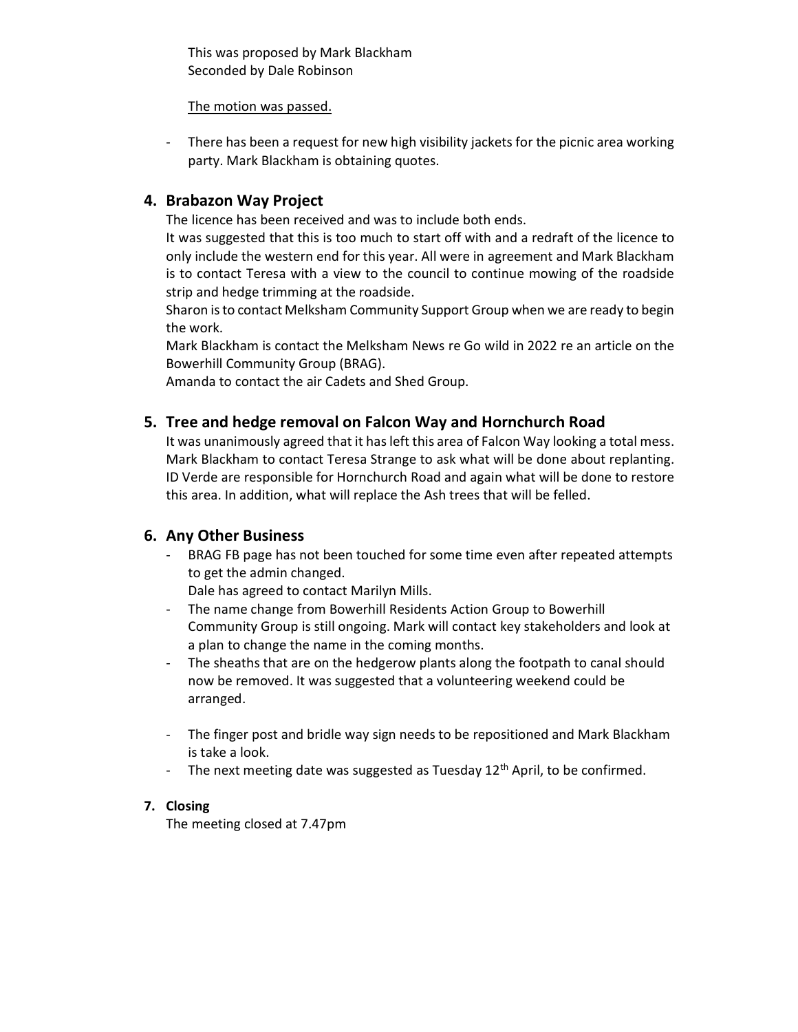This was proposed by Mark Blackham
Seconded by Dale Robinson

The motion was passed.

- There has been a request for new high visibility jackets for the picnic area working party. Mark Blackham is obtaining quotes.

## 4. Brabazon Way Project

The licence has been received and was to include both ends.
It was suggested that this is too much to start off with and a redraft of the licence to only include the western end for this year. All were in agreement and Mark Blackham is to contact Teresa with a view to the council to continue mowing of the roadside strip and hedge trimming at the roadside.
Sharon is to contact Melksham Community Support Group when we are ready to begin the work.
Mark Blackham is contact the Melksham News re Go wild in 2022 re an article on the Bowerhill Community Group (BRAG).
Amanda to contact the air Cadets and Shed Group.

## 5. Tree and hedge removal on Falcon Way and Hornchurch Road

It was unanimously agreed that it has left this area of Falcon Way looking a total mess. Mark Blackham to contact Teresa Strange to ask what will be done about replanting. ID Verde are responsible for Hornchurch Road and again what will be done to restore this area. In addition, what will replace the Ash trees that will be felled.

## 6. Any Other Business

- BRAG FB page has not been touched for some time even after repeated attempts to get the admin changed.
  Dale has agreed to contact Marilyn Mills.
- The name change from Bowerhill Residents Action Group to Bowerhill Community Group is still ongoing. Mark will contact key stakeholders and look at a plan to change the name in the coming months.
- The sheaths that are on the hedgerow plants along the footpath to canal should now be removed. It was suggested that a volunteering weekend could be arranged.
- The finger post and bridle way sign needs to be repositioned and Mark Blackham is take a look.
- The next meeting date was suggested as Tuesday 12th April, to be confirmed.

## 7. Closing

The meeting closed at 7.47pm